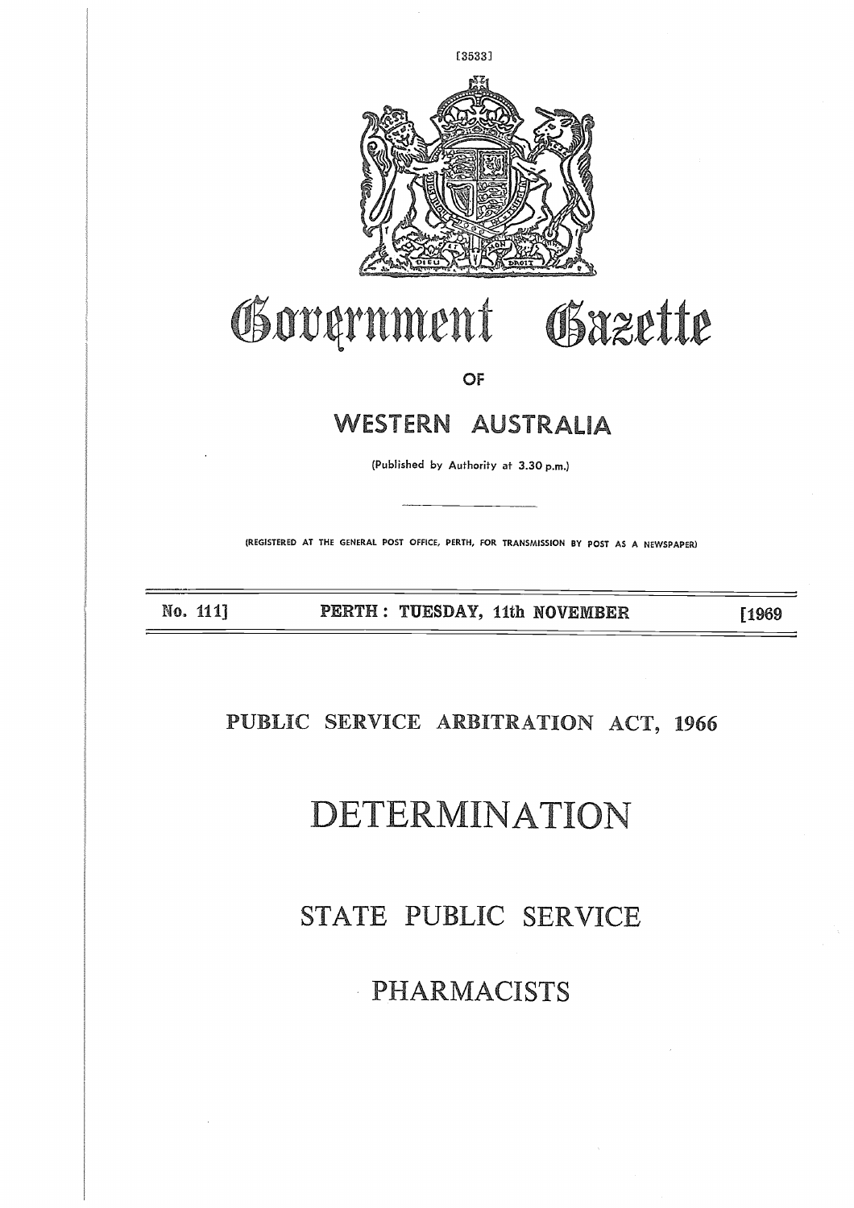# Government Gazette

## OF

## WESTERN AUSTRALIA

(Published by Authority at 3.30 p.m.)

(REGISTERED AT THE GENERAL POST OFFICE, PERTH, FOR TRANSMISSION BY POST AS A NEWSPAPER)

No. 111] PERTH : TUESDAY, 11th NOVEMBER [1969

## PUBLIC SERVICE ARBITRATION ACT, 1966

# DETERMINATION

## STATE PUBLIC SERVICE

## PHARMACISTS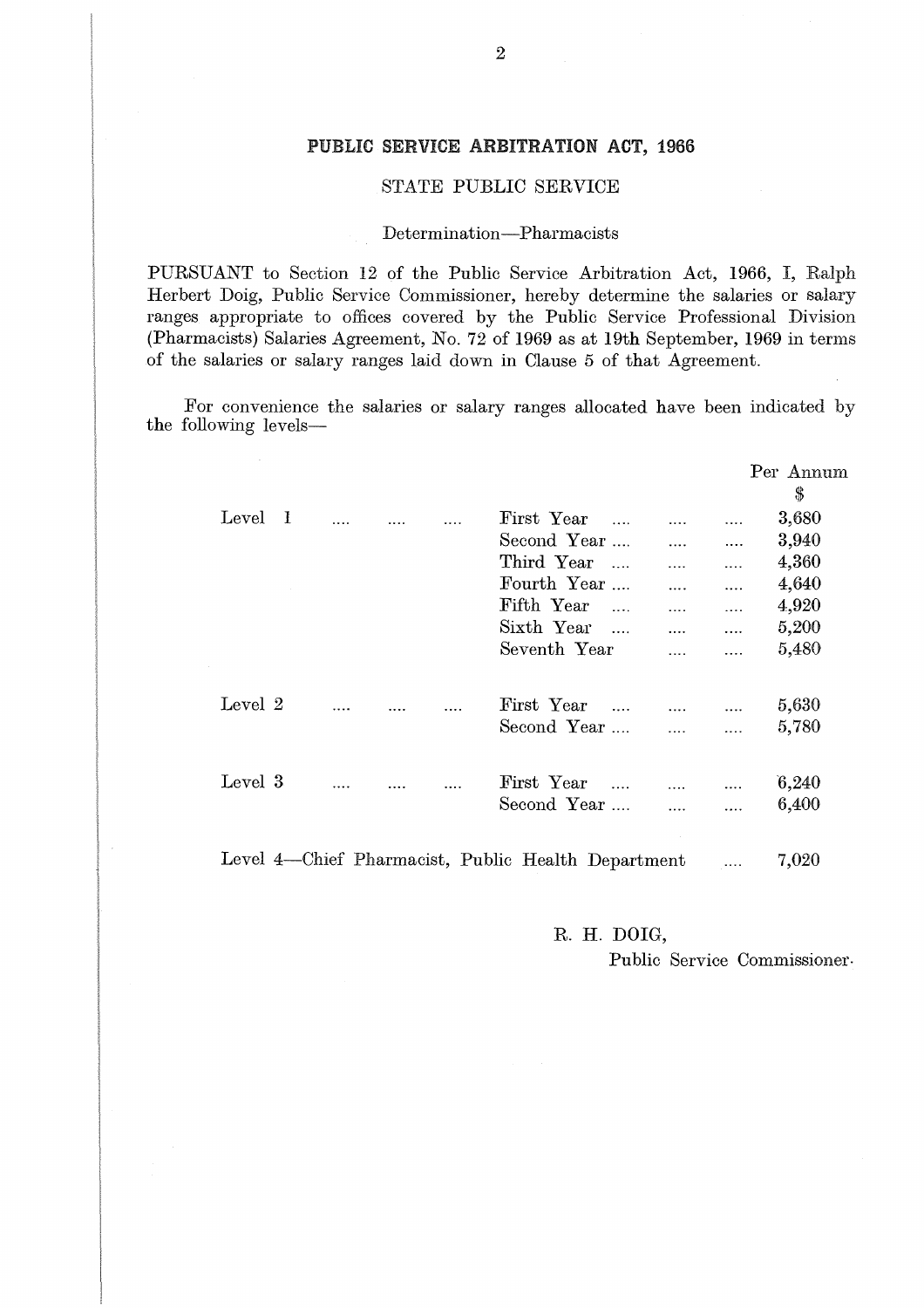## PUBLIC SERVICE ARBITRATION ACT, 1966

### STATE PUBLIC SERVICE

Determination—Pharmacists

PURSUANT to Section 12 of the Public Service Arbitration Act, 1966, I, Ralph Herbert Doig, Public Service Commissioner, hereby determine the salaries or salary ranges appropriate to offices covered by the Public Service Professional Division (Pharmacists) Salaries Agreement, No. 72 of 1969 as at 19th September, 1969 in terms of the salaries or salary ranges laid down in Clause 5 of that Agreement.

For convenience the salaries or salary ranges allocated have been indicated by the following levels—

| | | Per Annum $ |
|---|---|---|
| Level 1 | First Year | 3,680 |
| | Second Year | 3,940 |
| | Third Year | 4,360 |
| | Fourth Year | 4,640 |
| | Fifth Year | 4,920 |
| | Sixth Year | 5,200 |
| | Seventh Year | 5,480 |
| Level 2 | First Year | 5,630 |
| | Second Year | 5,780 |
| Level 3 | First Year | 6,240 |
| | Second Year | 6,400 |
| Level 4—Chief Pharmacist, Public Health Department | | 7,020 |

R. H. DOIG,

Public Service Commissioner.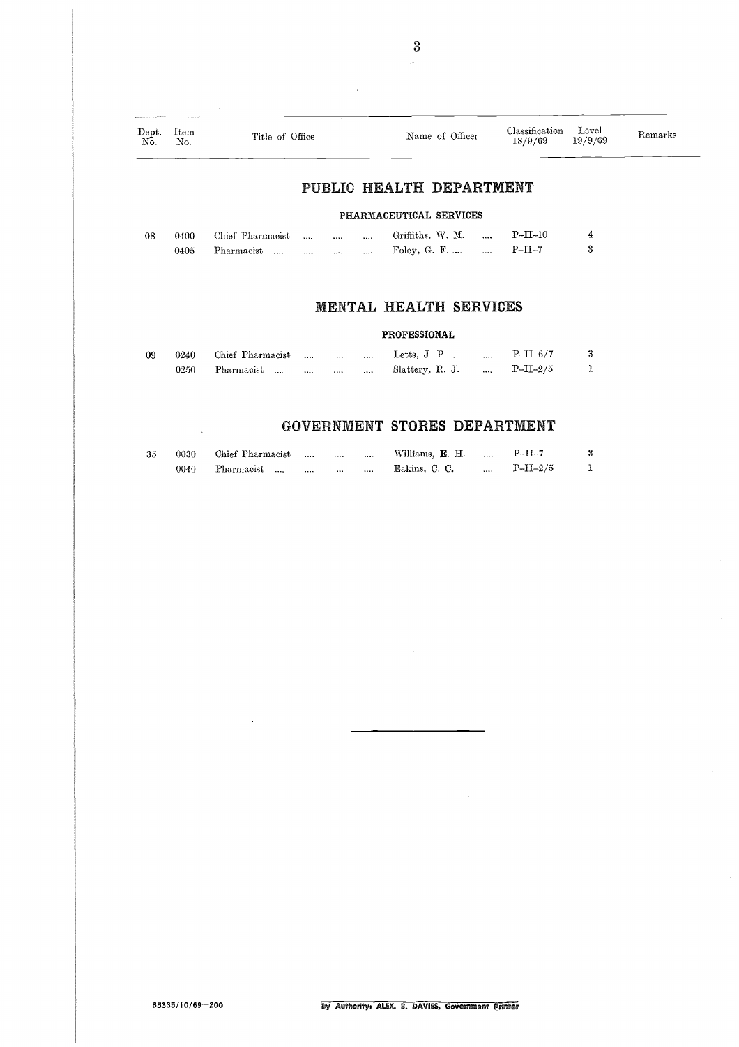| Dept. No. | Item No. | Title of Office | Name of Officer | Classification 18/9/69 | Level 19/9/69 | Remarks |
|---|---|---|---|---|---|---|

## PUBLIC HEALTH DEPARTMENT

### PHARMACEUTICAL SERVICES

| Dept. No. | Item No. | Title of Office | Name of Officer | Classification 18/9/69 | Level 19/9/69 | Remarks |
|---|---|---|---|---|---|---|
| 08 | 0400 | Chief Pharmacist .... .... .... | Griffiths, W. M. .... | P–II–10 | 4 | |
| | 0405 | Pharmacist .... .... .... .... | Foley, G. F. .... .... | P–II–7 | 3 | |

## MENTAL HEALTH SERVICES

### PROFESSIONAL

| Dept. No. | Item No. | Title of Office | Name of Officer | Classification 18/9/69 | Level 19/9/69 | Remarks |
|---|---|---|---|---|---|---|
| 09 | 0240 | Chief Pharmacist .... .... .... | Letts, J. P. .... .... | P–II–6/7 | 3 | |
| | 0250 | Pharmacist .... .... .... .... | Slattery, R. J. .... | P–II–2/5 | 1 | |

## GOVERNMENT STORES DEPARTMENT

| Dept. No. | Item No. | Title of Office | Name of Officer | Classification 18/9/69 | Level 19/9/69 | Remarks |
|---|---|---|---|---|---|---|
| 35 | 0030 | Chief Pharmacist .... .... .... | Williams, E. H. .... | P–II–7 | 3 | |
| | 0040 | Pharmacist .... .... .... .... | Eakins, C. C. .... | P–II–2/5 | 1 | |

65335/10/69—200

By Authority: ALEX. B. DAVIES, Government Printer